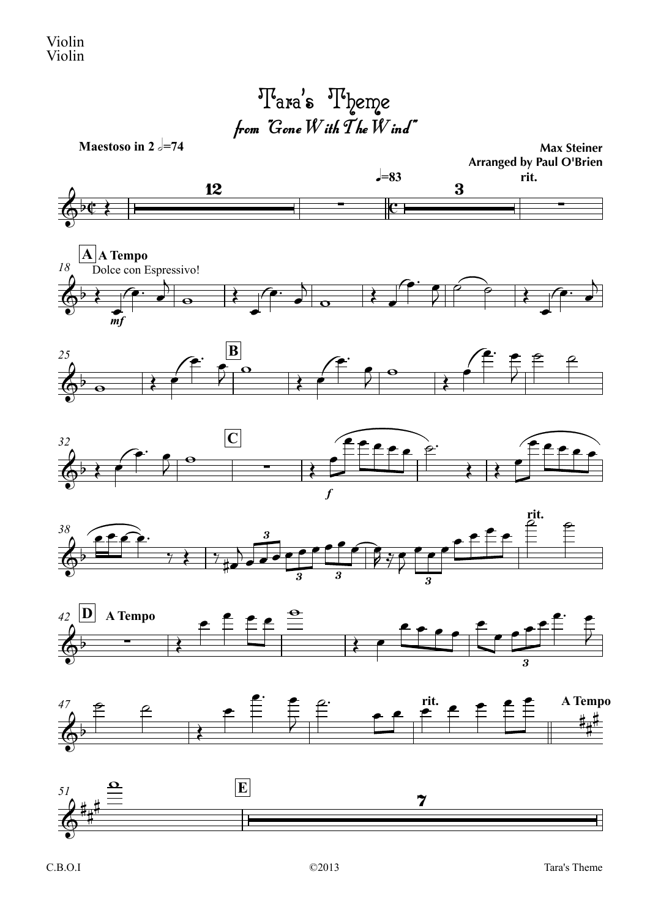Violin
Violin

# Tara's Theme

*from "Gone With The Wind"*

**Maestoso in 2** 𝅗𝅥=74

**Max Steiner**
**Arranged by Paul O'Brien**

♩=83

**rit.**

**A** **A Tempo**

Dolce con Espressivo!

**B**

**C**

**rit.**

**D** **A Tempo**

**rit.**

**A Tempo**

**E**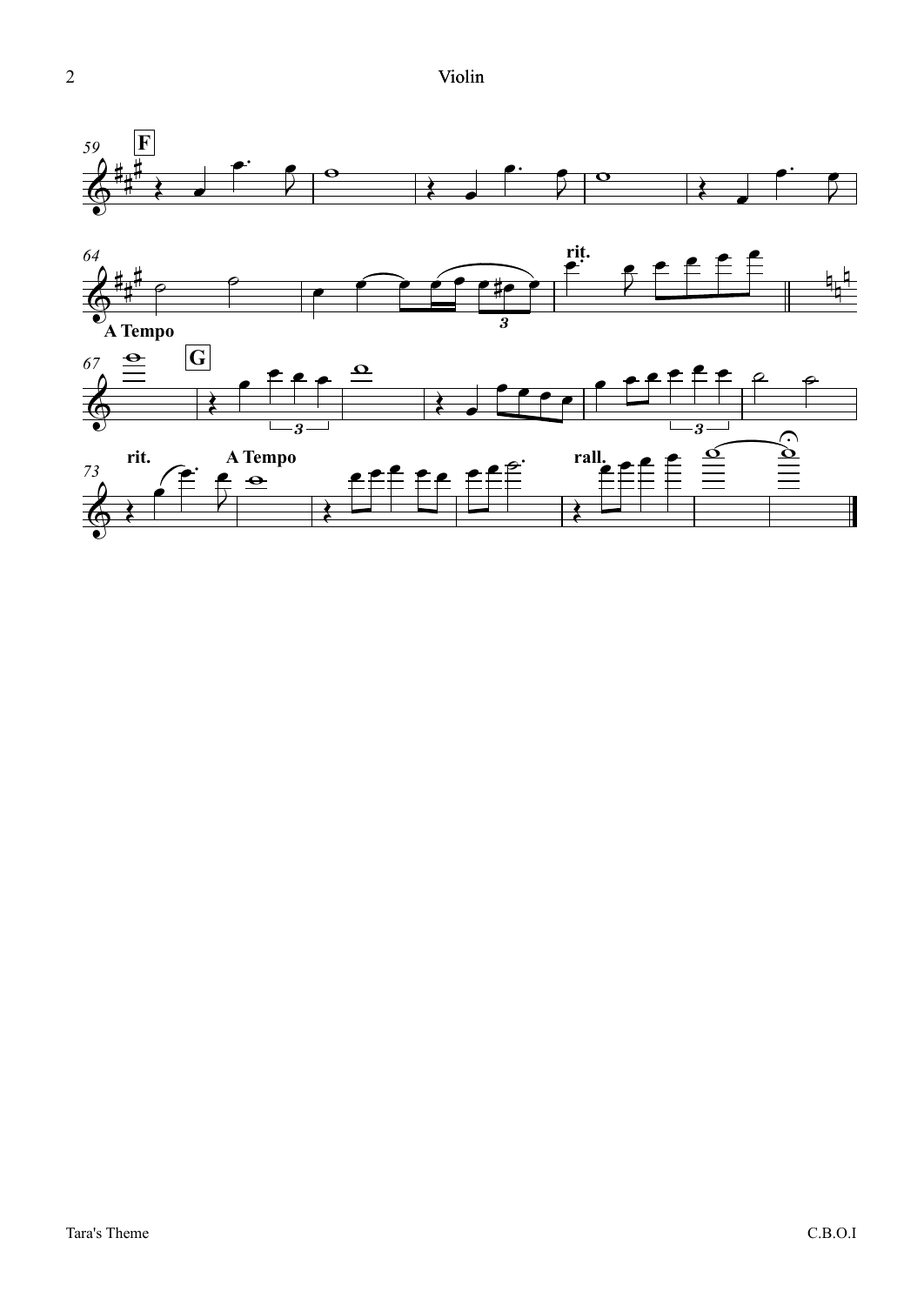59 **F**

64

A Tempo

rit.

67 **G**

73

rit. A Tempo

rall.